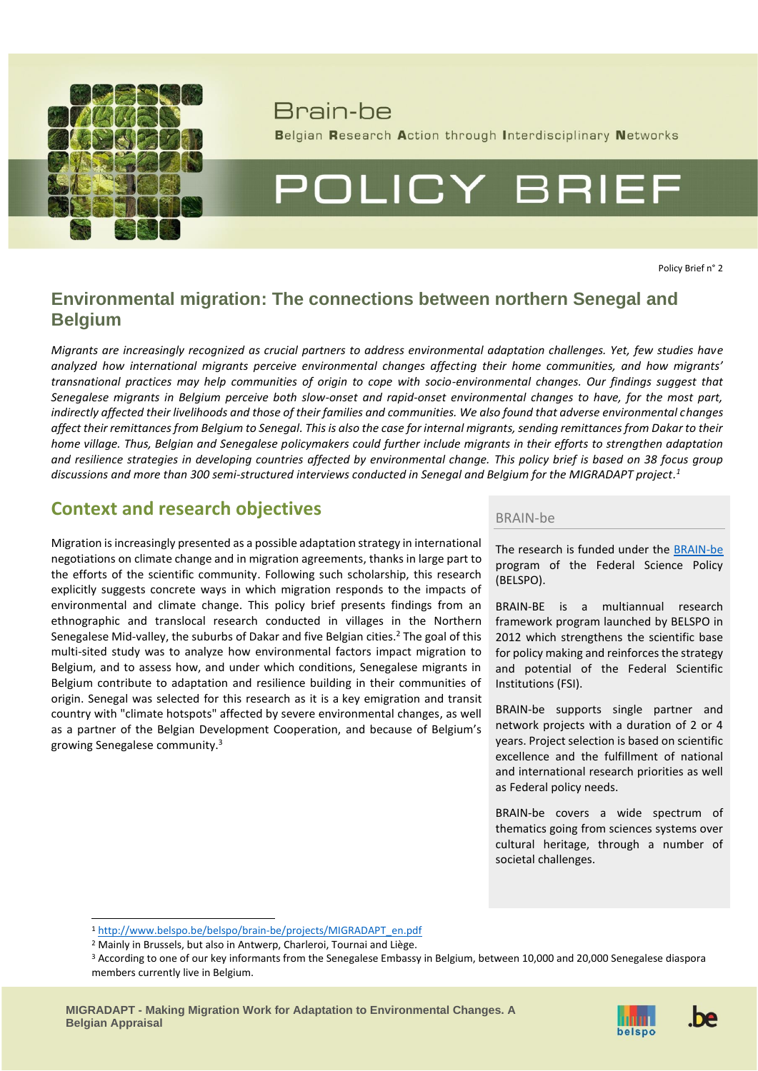# Brain-be

**B**elgian **R**esearch **A**ction through **I**nterdisciplinary **N**etworks

# POLICY BRIEF

Policy Brief n° 2

## Environmental migration: The connections between northern Senegal and Belgium

*Migrants are increasingly recognized as crucial partners to address environmental adaptation challenges. Yet, few studies have analyzed how international migrants perceive environmental changes affecting their home communities, and how migrants' transnational practices may help communities of origin to cope with socio-environmental changes. Our findings suggest that Senegalese migrants in Belgium perceive both slow-onset and rapid-onset environmental changes to have, for the most part, indirectly affected their livelihoods and those of their families and communities. We also found that adverse environmental changes affect their remittances from Belgium to Senegal. This is also the case for internal migrants, sending remittances from Dakar to their home village. Thus, Belgian and Senegalese policymakers could further include migrants in their efforts to strengthen adaptation and resilience strategies in developing countries affected by environmental change. This policy brief is based on 38 focus group discussions and more than 300 semi-structured interviews conducted in Senegal and Belgium for the MIGRADAPT project.*[1]

## Context and research objectives

Migration is increasingly presented as a possible adaptation strategy in international negotiations on climate change and in migration agreements, thanks in large part to the efforts of the scientific community. Following such scholarship, this research explicitly suggests concrete ways in which migration responds to the impacts of environmental and climate change. This policy brief presents findings from an ethnographic and translocal research conducted in villages in the Northern Senegalese Mid-valley, the suburbs of Dakar and five Belgian cities.[2] The goal of this multi-sited study was to analyze how environmental factors impact migration to Belgium, and to assess how, and under which conditions, Senegalese migrants in Belgium contribute to adaptation and resilience building in their communities of origin. Senegal was selected for this research as it is a key emigration and transit country with "climate hotspots" affected by severe environmental changes, as well as a partner of the Belgian Development Cooperation, and because of Belgium's growing Senegalese community.[3]

### BRAIN-be

The research is funded under the BRAIN-be program of the Federal Science Policy (BELSPO).

BRAIN-BE is a multiannual research framework launched by BELSPO in 2012 which strengthens the scientific base for policy making and reinforces the strategy and potential of the Federal Scientific Institutions (FSI).

BRAIN-be supports single partner and network projects with a duration of 2 or 4 years. Project selection is based on scientific excellence and the fulfillment of national and international research priorities as well as Federal policy needs.

BRAIN-be covers a wide spectrum of thematics going from sciences systems over cultural heritage, through a number of societal challenges.

---

[1] http://www.belspo.be/belspo/brain-be/projects/MIGRADAPT_en.pdf

[2] Mainly in Brussels, but also in Antwerp, Charleroi, Tournai and Liège.

[3] According to one of our key informants from the Senegalese Embassy in Belgium, between 10,000 and 20,000 Senegalese diaspora members currently live in Belgium.

**MIGRADAPT - Making Migration Work for Adaptation to Environmental Changes. A Belgian Appraisal**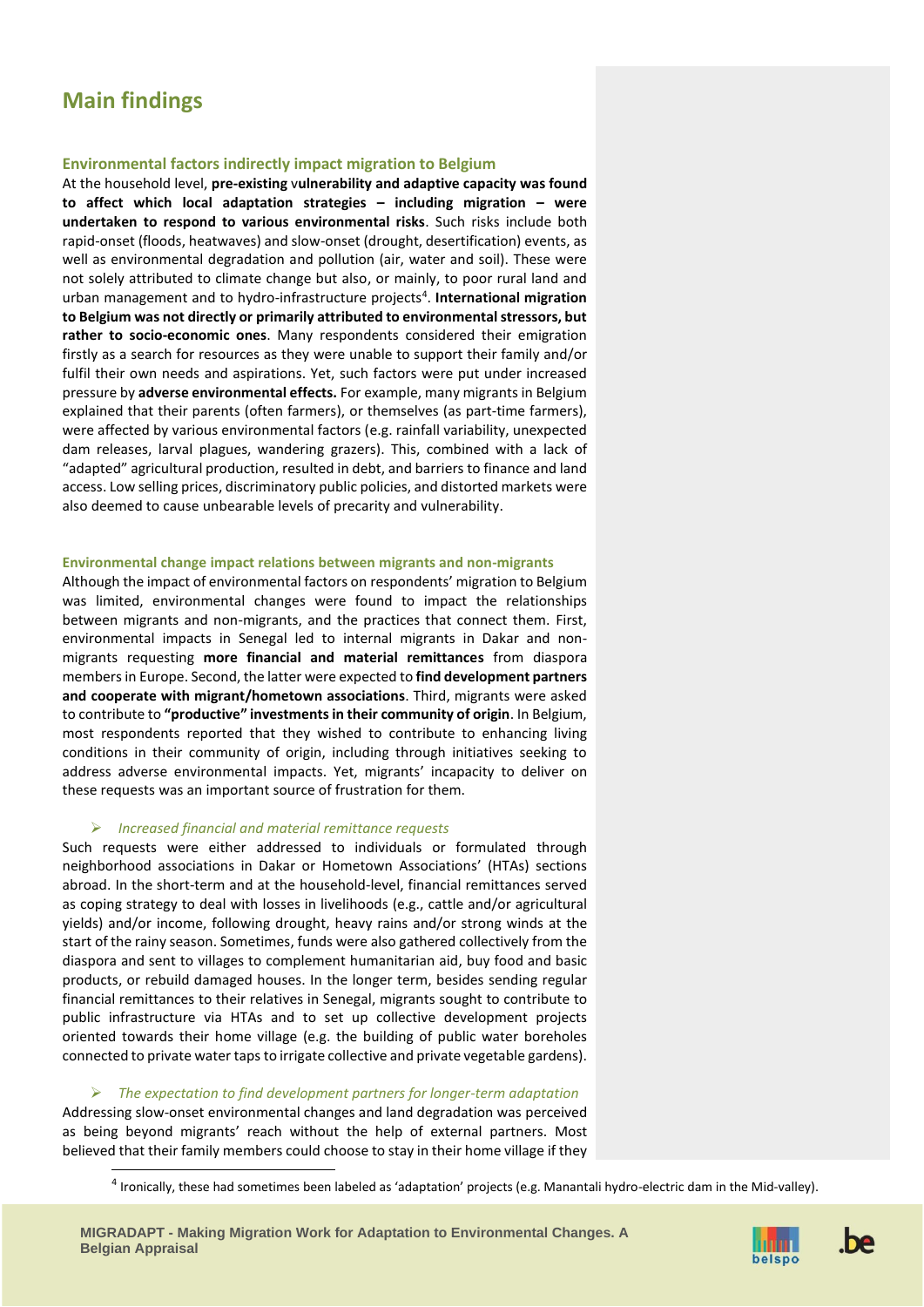## Main findings

### Environmental factors indirectly impact migration to Belgium

At the household level, **pre-existing vulnerability and adaptive capacity was found to affect which local adaptation strategies – including migration – were undertaken to respond to various environmental risks**. Such risks include both rapid-onset (floods, heatwaves) and slow-onset (drought, desertification) events, as well as environmental degradation and pollution (air, water and soil). These were not solely attributed to climate change but also, or mainly, to poor rural land and urban management and to hydro-infrastructure projects[4]. **International migration to Belgium was not directly or primarily attributed to environmental stressors, but rather to socio-economic ones**. Many respondents considered their emigration firstly as a search for resources as they were unable to support their family and/or fulfil their own needs and aspirations. Yet, such factors were put under increased pressure by **adverse environmental effects.** For example, many migrants in Belgium explained that their parents (often farmers), or themselves (as part-time farmers), were affected by various environmental factors (e.g. rainfall variability, unexpected dam releases, larval plagues, wandering grazers). This, combined with a lack of "adapted" agricultural production, resulted in debt, and barriers to finance and land access. Low selling prices, discriminatory public policies, and distorted markets were also deemed to cause unbearable levels of precarity and vulnerability.

### Environmental change impact relations between migrants and non-migrants

Although the impact of environmental factors on respondents' migration to Belgium was limited, environmental changes were found to impact the relationships between migrants and non-migrants, and the practices that connect them. First, environmental impacts in Senegal led to internal migrants in Dakar and non-migrants requesting **more financial and material remittances** from diaspora members in Europe. Second, the latter were expected to **find development partners and cooperate with migrant/hometown associations**. Third, migrants were asked to contribute to **"productive" investments in their community of origin**. In Belgium, most respondents reported that they wished to contribute to enhancing living conditions in their community of origin, including through initiatives seeking to address adverse environmental impacts. Yet, migrants' incapacity to deliver on these requests was an important source of frustration for them.

- *Increased financial and material remittance requests*

Such requests were either addressed to individuals or formulated through neighborhood associations in Dakar or Hometown Associations' (HTAs) sections abroad. In the short-term and at the household-level, financial remittances served as coping strategy to deal with losses in livelihoods (e.g., cattle and/or agricultural yields) and/or income, following drought, heavy rains and/or strong winds at the start of the rainy season. Sometimes, funds were also gathered collectively from the diaspora and sent to villages to complement humanitarian aid, buy food and basic products, or rebuild damaged houses. In the longer term, besides sending regular financial remittances to their relatives in Senegal, migrants sought to contribute to public infrastructure via HTAs and to set up collective development projects oriented towards their home village (e.g. the building of public water boreholes connected to private water taps to irrigate collective and private vegetable gardens).

- *The expectation to find development partners for longer-term adaptation*

Addressing slow-onset environmental changes and land degradation was perceived as being beyond migrants' reach without the help of external partners. Most believed that their family members could choose to stay in their home village if they

[4] Ironically, these had sometimes been labeled as 'adaptation' projects (e.g. Manantali hydro-electric dam in the Mid-valley).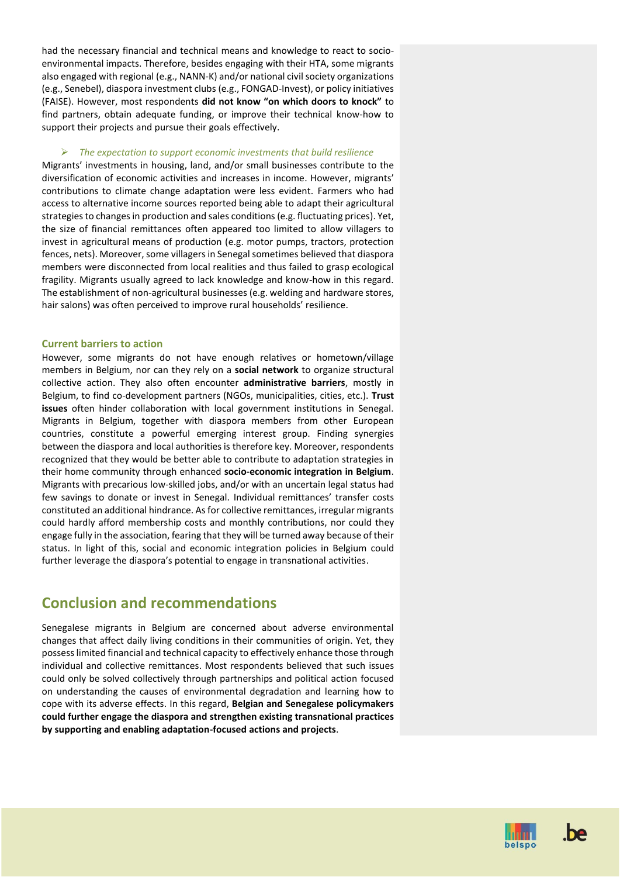had the necessary financial and technical means and knowledge to react to socio-environmental impacts. Therefore, besides engaging with their HTA, some migrants also engaged with regional (e.g., NANN-K) and/or national civil society organizations (e.g., Senebel), diaspora investment clubs (e.g., FONGAD-Invest), or policy initiatives (FAISE). However, most respondents **did not know "on which doors to knock"** to find partners, obtain adequate funding, or improve their technical know-how to support their projects and pursue their goals effectively.

- *The expectation to support economic investments that build resilience*

Migrants' investments in housing, land, and/or small businesses contribute to the diversification of economic activities and increases in income. However, migrants' contributions to climate change adaptation were less evident. Farmers who had access to alternative income sources reported being able to adapt their agricultural strategies to changes in production and sales conditions (e.g. fluctuating prices). Yet, the size of financial remittances often appeared too limited to allow villagers to invest in agricultural means of production (e.g. motor pumps, tractors, protection fences, nets). Moreover, some villagers in Senegal sometimes believed that diaspora members were disconnected from local realities and thus failed to grasp ecological fragility. Migrants usually agreed to lack knowledge and know-how in this regard. The establishment of non-agricultural businesses (e.g. welding and hardware stores, hair salons) was often perceived to improve rural households' resilience.

### Current barriers to action

However, some migrants do not have enough relatives or hometown/village members in Belgium, nor can they rely on a **social network** to organize structural collective action. They also often encounter **administrative barriers**, mostly in Belgium, to find co-development partners (NGOs, municipalities, cities, etc.). **Trust issues** often hinder collaboration with local government institutions in Senegal. Migrants in Belgium, together with diaspora members from other European countries, constitute a powerful emerging interest group. Finding synergies between the diaspora and local authorities is therefore key. Moreover, respondents recognized that they would be better able to contribute to adaptation strategies in their home community through enhanced **socio-economic integration in Belgium**. Migrants with precarious low-skilled jobs, and/or with an uncertain legal status had few savings to donate or invest in Senegal. Individual remittances' transfer costs constituted an additional hindrance. As for collective remittances, irregular migrants could hardly afford membership costs and monthly contributions, nor could they engage fully in the association, fearing that they will be turned away because of their status. In light of this, social and economic integration policies in Belgium could further leverage the diaspora's potential to engage in transnational activities.

## Conclusion and recommendations

Senegalese migrants in Belgium are concerned about adverse environmental changes that affect daily living conditions in their communities of origin. Yet, they possess limited financial and technical capacity to effectively enhance those through individual and collective remittances. Most respondents believed that such issues could only be solved collectively through partnerships and political action focused on understanding the causes of environmental degradation and learning how to cope with its adverse effects. In this regard, **Belgian and Senegalese policymakers could further engage the diaspora and strengthen existing transnational practices by supporting and enabling adaptation-focused actions and projects**.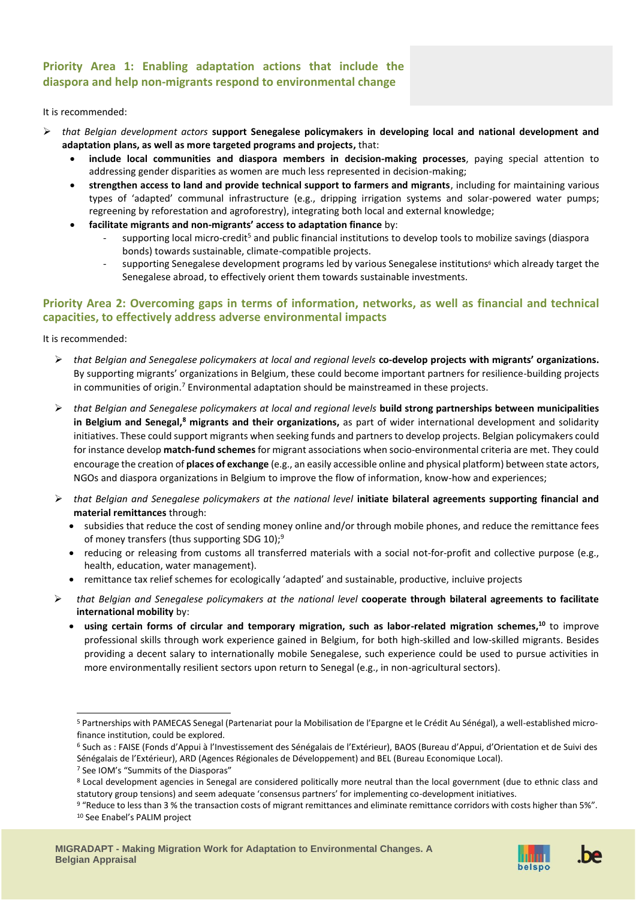## Priority Area 1: Enabling adaptation actions that include the diaspora and help non-migrants respond to environmental change

It is recommended:

- *that Belgian development actors* **support Senegalese policymakers in developing local and national development and adaptation plans, as well as more targeted programs and projects,** that:
  - **include local communities and diaspora members in decision-making processes**, paying special attention to addressing gender disparities as women are much less represented in decision-making;
  - **strengthen access to land and provide technical support to farmers and migrants**, including for maintaining various types of 'adapted' communal infrastructure (e.g., dripping irrigation systems and solar-powered water pumps; regreening by reforestation and agroforestry), integrating both local and external knowledge;
  - **facilitate migrants and non-migrants' access to adaptation finance** by:
    - supporting local micro-credit[5] and public financial institutions to develop tools to mobilize savings (diaspora bonds) towards sustainable, climate-compatible projects.
    - supporting Senegalese development programs led by various Senegalese institutions[6] which already target the Senegalese abroad, to effectively orient them towards sustainable investments.

## Priority Area 2: Overcoming gaps in terms of information, networks, as well as financial and technical capacities, to effectively address adverse environmental impacts

It is recommended:

- *that Belgian and Senegalese policymakers at local and regional levels* **co-develop projects with migrants' organizations.** By supporting migrants' organizations in Belgium, these could become important partners for resilience-building projects in communities of origin.[7] Environmental adaptation should be mainstreamed in these projects.
- *that Belgian and Senegalese policymakers at local and regional levels* **build strong partnerships between municipalities in Belgium and Senegal,[8] migrants and their organizations,** as part of wider international development and solidarity initiatives. These could support migrants when seeking funds and partners to develop projects. Belgian policymakers could for instance develop **match-fund schemes** for migrant associations when socio-environmental criteria are met. They could encourage the creation of **places of exchange** (e.g., an easily accessible online and physical platform) between state actors, NGOs and diaspora organizations in Belgium to improve the flow of information, know-how and experiences;
- *that Belgian and Senegalese policymakers at the national level* **initiate bilateral agreements supporting financial and material remittances** through:
  - subsidies that reduce the cost of sending money online and/or through mobile phones, and reduce the remittance fees of money transfers (thus supporting SDG 10);[9]
  - reducing or releasing from customs all transferred materials with a social not-for-profit and collective purpose (e.g., health, education, water management).
  - remittance tax relief schemes for ecologically 'adapted' and sustainable, productive, incluive projects
- *that Belgian and Senegalese policymakers at the national level* **cooperate through bilateral agreements to facilitate international mobility** by:
  - **using certain forms of circular and temporary migration, such as labor-related migration schemes,[10]** to improve professional skills through work experience gained in Belgium, for both high-skilled and low-skilled migrants. Besides providing a decent salary to internationally mobile Senegalese, such experience could be used to pursue activities in more environmentally resilient sectors upon return to Senegal (e.g., in non-agricultural sectors).

---

[5] Partnerships with PAMECAS Senegal (Partenariat pour la Mobilisation de l'Epargne et le Crédit Au Sénégal), a well-established micro-finance institution, could be explored.

[6] Such as : FAISE (Fonds d'Appui à l'Investissement des Sénégalais de l'Extérieur), BAOS (Bureau d'Appui, d'Orientation et de Suivi des Sénégalais de l'Extérieur), ARD (Agences Régionales de Développement) and BEL (Bureau Economique Local).

[7] See IOM's "Summits of the Diasporas"

[8] Local development agencies in Senegal are considered politically more neutral than the local government (due to ethnic class and statutory group tensions) and seem adequate 'consensus partners' for implementing co-development initiatives.

[9] "Reduce to less than 3 % the transaction costs of migrant remittances and eliminate remittance corridors with costs higher than 5%".

[10] See Enabel's PALIM project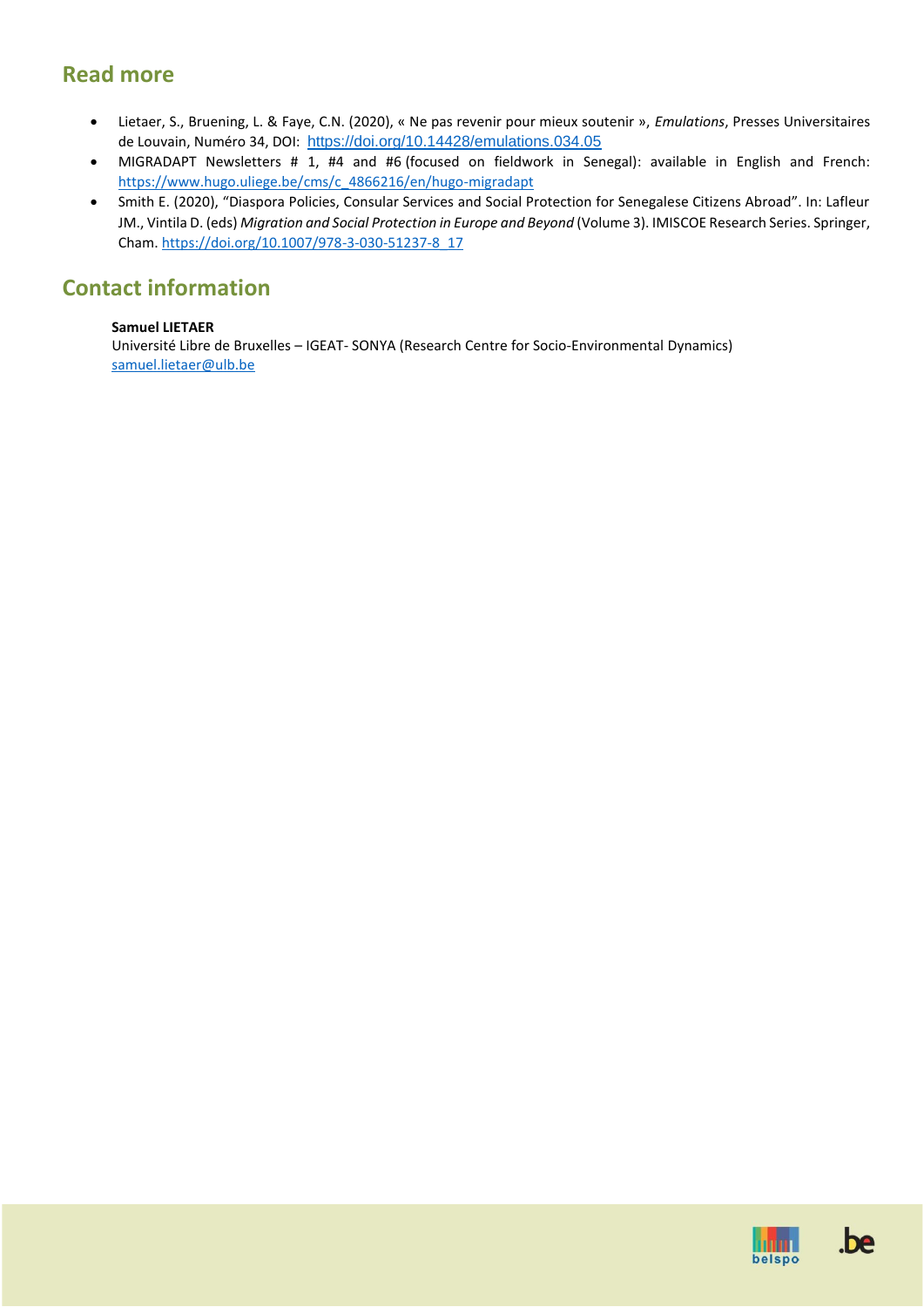## Read more

- Lietaer, S., Bruening, L. & Faye, C.N. (2020), « Ne pas revenir pour mieux soutenir », *Emulations*, Presses Universitaires de Louvain, Numéro 34, DOI: https://doi.org/10.14428/emulations.034.05
- MIGRADAPT Newsletters # 1, #4 and #6 (focused on fieldwork in Senegal): available in English and French: https://www.hugo.uliege.be/cms/c_4866216/en/hugo-migradapt
- Smith E. (2020), "Diaspora Policies, Consular Services and Social Protection for Senegalese Citizens Abroad". In: Lafleur JM., Vintila D. (eds) *Migration and Social Protection in Europe and Beyond* (Volume 3). IMISCOE Research Series. Springer, Cham. https://doi.org/10.1007/978-3-030-51237-8_17

## Contact information

**Samuel LIETAER**
Université Libre de Bruxelles – IGEAT- SONYA (Research Centre for Socio-Environmental Dynamics)
samuel.lietaer@ulb.be